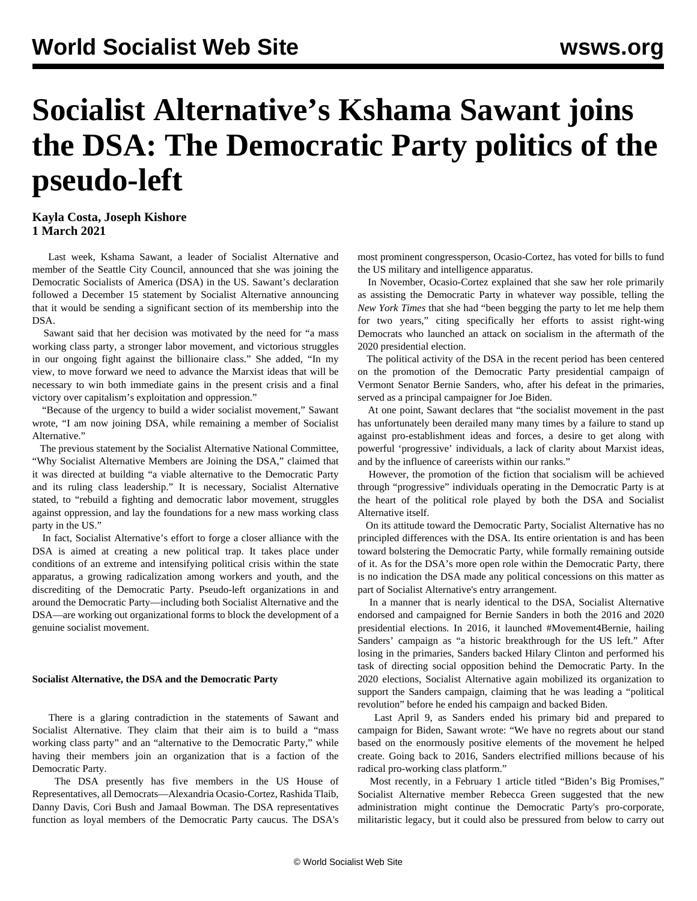# Socialist Alternative's Kshama Sawant joins the DSA: The Democratic Party politics of the pseudo-left

**Kayla Costa, Joseph Kishore**
**1 March 2021**

Last week, Kshama Sawant, a leader of Socialist Alternative and member of the Seattle City Council, announced that she was joining the Democratic Socialists of America (DSA) in the US. Sawant's declaration followed a December 15 statement by Socialist Alternative announcing that it would be sending a significant section of its membership into the DSA.

Sawant said that her decision was motivated by the need for "a mass working class party, a stronger labor movement, and victorious struggles in our ongoing fight against the billionaire class." She added, "In my view, to move forward we need to advance the Marxist ideas that will be necessary to win both immediate gains in the present crisis and a final victory over capitalism's exploitation and oppression."

"Because of the urgency to build a wider socialist movement," Sawant wrote, "I am now joining DSA, while remaining a member of Socialist Alternative."

The previous statement by the Socialist Alternative National Committee, "Why Socialist Alternative Members are Joining the DSA," claimed that it was directed at building "a viable alternative to the Democratic Party and its ruling class leadership." It is necessary, Socialist Alternative stated, to "rebuild a fighting and democratic labor movement, struggles against oppression, and lay the foundations for a new mass working class party in the US."

In fact, Socialist Alternative's effort to forge a closer alliance with the DSA is aimed at creating a new political trap. It takes place under conditions of an extreme and intensifying political crisis within the state apparatus, a growing radicalization among workers and youth, and the discrediting of the Democratic Party. Pseudo-left organizations in and around the Democratic Party—including both Socialist Alternative and the DSA—are working out organizational forms to block the development of a genuine socialist movement.

#### Socialist Alternative, the DSA and the Democratic Party

There is a glaring contradiction in the statements of Sawant and Socialist Alternative. They claim that their aim is to build a "mass working class party" and an "alternative to the Democratic Party," while having their members join an organization that is a faction of the Democratic Party.

The DSA presently has five members in the US House of Representatives, all Democrats—Alexandria Ocasio-Cortez, Rashida Tlaib, Danny Davis, Cori Bush and Jamaal Bowman. The DSA representatives function as loyal members of the Democratic Party caucus. The DSA's most prominent congressperson, Ocasio-Cortez, has voted for bills to fund the US military and intelligence apparatus.

In November, Ocasio-Cortez explained that she saw her role primarily as assisting the Democratic Party in whatever way possible, telling the *New York Times* that she had "been begging the party to let me help them for two years," citing specifically her efforts to assist right-wing Democrats who launched an attack on socialism in the aftermath of the 2020 presidential election.

The political activity of the DSA in the recent period has been centered on the promotion of the Democratic Party presidential campaign of Vermont Senator Bernie Sanders, who, after his defeat in the primaries, served as a principal campaigner for Joe Biden.

At one point, Sawant declares that "the socialist movement in the past has unfortunately been derailed many many times by a failure to stand up against pro-establishment ideas and forces, a desire to get along with powerful 'progressive' individuals, a lack of clarity about Marxist ideas, and by the influence of careerists within our ranks."

However, the promotion of the fiction that socialism will be achieved through "progressive" individuals operating in the Democratic Party is at the heart of the political role played by both the DSA and Socialist Alternative itself.

On its attitude toward the Democratic Party, Socialist Alternative has no principled differences with the DSA. Its entire orientation is and has been toward bolstering the Democratic Party, while formally remaining outside of it. As for the DSA's more open role within the Democratic Party, there is no indication the DSA made any political concessions on this matter as part of Socialist Alternative's entry arrangement.

In a manner that is nearly identical to the DSA, Socialist Alternative endorsed and campaigned for Bernie Sanders in both the 2016 and 2020 presidential elections. In 2016, it launched #Movement4Bernie, hailing Sanders' campaign as "a historic breakthrough for the US left." After losing in the primaries, Sanders backed Hilary Clinton and performed his task of directing social opposition behind the Democratic Party. In the 2020 elections, Socialist Alternative again mobilized its organization to support the Sanders campaign, claiming that he was leading a "political revolution" before he ended his campaign and backed Biden.

Last April 9, as Sanders ended his primary bid and prepared to campaign for Biden, Sawant wrote: "We have no regrets about our stand based on the enormously positive elements of the movement he helped create. Going back to 2016, Sanders electrified millions because of his radical pro-working class platform."

Most recently, in a February 1 article titled "Biden's Big Promises," Socialist Alternative member Rebecca Green suggested that the new administration might continue the Democratic Party's pro-corporate, militaristic legacy, but it could also be pressured from below to carry out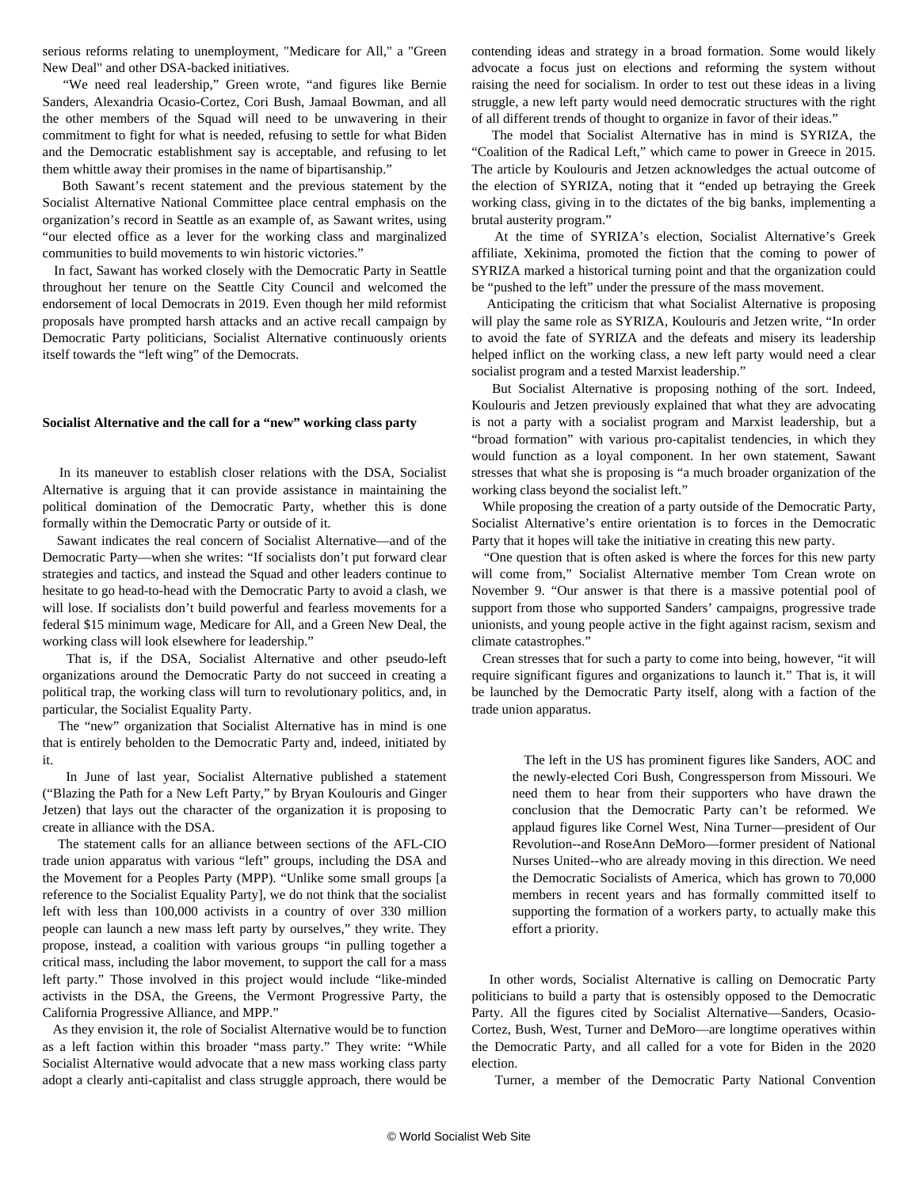serious reforms relating to unemployment, "Medicare for All," a "Green New Deal" and other DSA-backed initiatives.

"We need real leadership," Green wrote, "and figures like Bernie Sanders, Alexandria Ocasio-Cortez, Cori Bush, Jamaal Bowman, and all the other members of the Squad will need to be unwavering in their commitment to fight for what is needed, refusing to settle for what Biden and the Democratic establishment say is acceptable, and refusing to let them whittle away their promises in the name of bipartisanship."

Both Sawant's recent statement and the previous statement by the Socialist Alternative National Committee place central emphasis on the organization's record in Seattle as an example of, as Sawant writes, using "our elected office as a lever for the working class and marginalized communities to build movements to win historic victories."

In fact, Sawant has worked closely with the Democratic Party in Seattle throughout her tenure on the Seattle City Council and welcomed the endorsement of local Democrats in 2019. Even though her mild reformist proposals have prompted harsh attacks and an active recall campaign by Democratic Party politicians, Socialist Alternative continuously orients itself towards the "left wing" of the Democrats.

**Socialist Alternative and the call for a "new" working class party**

In its maneuver to establish closer relations with the DSA, Socialist Alternative is arguing that it can provide assistance in maintaining the political domination of the Democratic Party, whether this is done formally within the Democratic Party or outside of it.

Sawant indicates the real concern of Socialist Alternative—and of the Democratic Party—when she writes: "If socialists don't put forward clear strategies and tactics, and instead the Squad and other leaders continue to hesitate to go head-to-head with the Democratic Party to avoid a clash, we will lose. If socialists don't build powerful and fearless movements for a federal $15 minimum wage, Medicare for All, and a Green New Deal, the working class will look elsewhere for leadership."

That is, if the DSA, Socialist Alternative and other pseudo-left organizations around the Democratic Party do not succeed in creating a political trap, the working class will turn to revolutionary politics, and, in particular, the Socialist Equality Party.

The "new" organization that Socialist Alternative has in mind is one that is entirely beholden to the Democratic Party and, indeed, initiated by it.

In June of last year, Socialist Alternative published a statement ("Blazing the Path for a New Left Party," by Bryan Koulouris and Ginger Jetzen) that lays out the character of the organization it is proposing to create in alliance with the DSA.

The statement calls for an alliance between sections of the AFL-CIO trade union apparatus with various "left" groups, including the DSA and the Movement for a Peoples Party (MPP). "Unlike some small groups [a reference to the Socialist Equality Party], we do not think that the socialist left with less than 100,000 activists in a country of over 330 million people can launch a new mass left party by ourselves," they write. They propose, instead, a coalition with various groups "in pulling together a critical mass, including the labor movement, to support the call for a mass left party." Those involved in this project would include "like-minded activists in the DSA, the Greens, the Vermont Progressive Party, the California Progressive Alliance, and MPP."

As they envision it, the role of Socialist Alternative would be to function as a left faction within this broader "mass party." They write: "While Socialist Alternative would advocate that a new mass working class party adopt a clearly anti-capitalist and class struggle approach, there would be contending ideas and strategy in a broad formation. Some would likely advocate a focus just on elections and reforming the system without raising the need for socialism. In order to test out these ideas in a living struggle, a new left party would need democratic structures with the right of all different trends of thought to organize in favor of their ideas."

The model that Socialist Alternative has in mind is SYRIZA, the "Coalition of the Radical Left," which came to power in Greece in 2015. The article by Koulouris and Jetzen acknowledges the actual outcome of the election of SYRIZA, noting that it "ended up betraying the Greek working class, giving in to the dictates of the big banks, implementing a brutal austerity program."

At the time of SYRIZA's election, Socialist Alternative's Greek affiliate, Xekinima, promoted the fiction that the coming to power of SYRIZA marked a historical turning point and that the organization could be "pushed to the left" under the pressure of the mass movement.

Anticipating the criticism that what Socialist Alternative is proposing will play the same role as SYRIZA, Koulouris and Jetzen write, "In order to avoid the fate of SYRIZA and the defeats and misery its leadership helped inflict on the working class, a new left party would need a clear socialist program and a tested Marxist leadership."

But Socialist Alternative is proposing nothing of the sort. Indeed, Koulouris and Jetzen previously explained that what they are advocating is not a party with a socialist program and Marxist leadership, but a "broad formation" with various pro-capitalist tendencies, in which they would function as a loyal component. In her own statement, Sawant stresses that what she is proposing is "a much broader organization of the working class beyond the socialist left."

While proposing the creation of a party outside of the Democratic Party, Socialist Alternative's entire orientation is to forces in the Democratic Party that it hopes will take the initiative in creating this new party.

"One question that is often asked is where the forces for this new party will come from," Socialist Alternative member Tom Crean wrote on November 9. "Our answer is that there is a massive potential pool of support from those who supported Sanders' campaigns, progressive trade unionists, and young people active in the fight against racism, sexism and climate catastrophes."

Crean stresses that for such a party to come into being, however, "it will require significant figures and organizations to launch it." That is, it will be launched by the Democratic Party itself, along with a faction of the trade union apparatus.

> The left in the US has prominent figures like Sanders, AOC and the newly-elected Cori Bush, Congressperson from Missouri. We need them to hear from their supporters who have drawn the conclusion that the Democratic Party can't be reformed. We applaud figures like Cornel West, Nina Turner—president of Our Revolution--and RoseAnn DeMoro—former president of National Nurses United--who are already moving in this direction. We need the Democratic Socialists of America, which has grown to 70,000 members in recent years and has formally committed itself to supporting the formation of a workers party, to actually make this effort a priority.

In other words, Socialist Alternative is calling on Democratic Party politicians to build a party that is ostensibly opposed to the Democratic Party. All the figures cited by Socialist Alternative—Sanders, Ocasio-Cortez, Bush, West, Turner and DeMoro—are longtime operatives within the Democratic Party, and all called for a vote for Biden in the 2020 election.

Turner, a member of the Democratic Party National Convention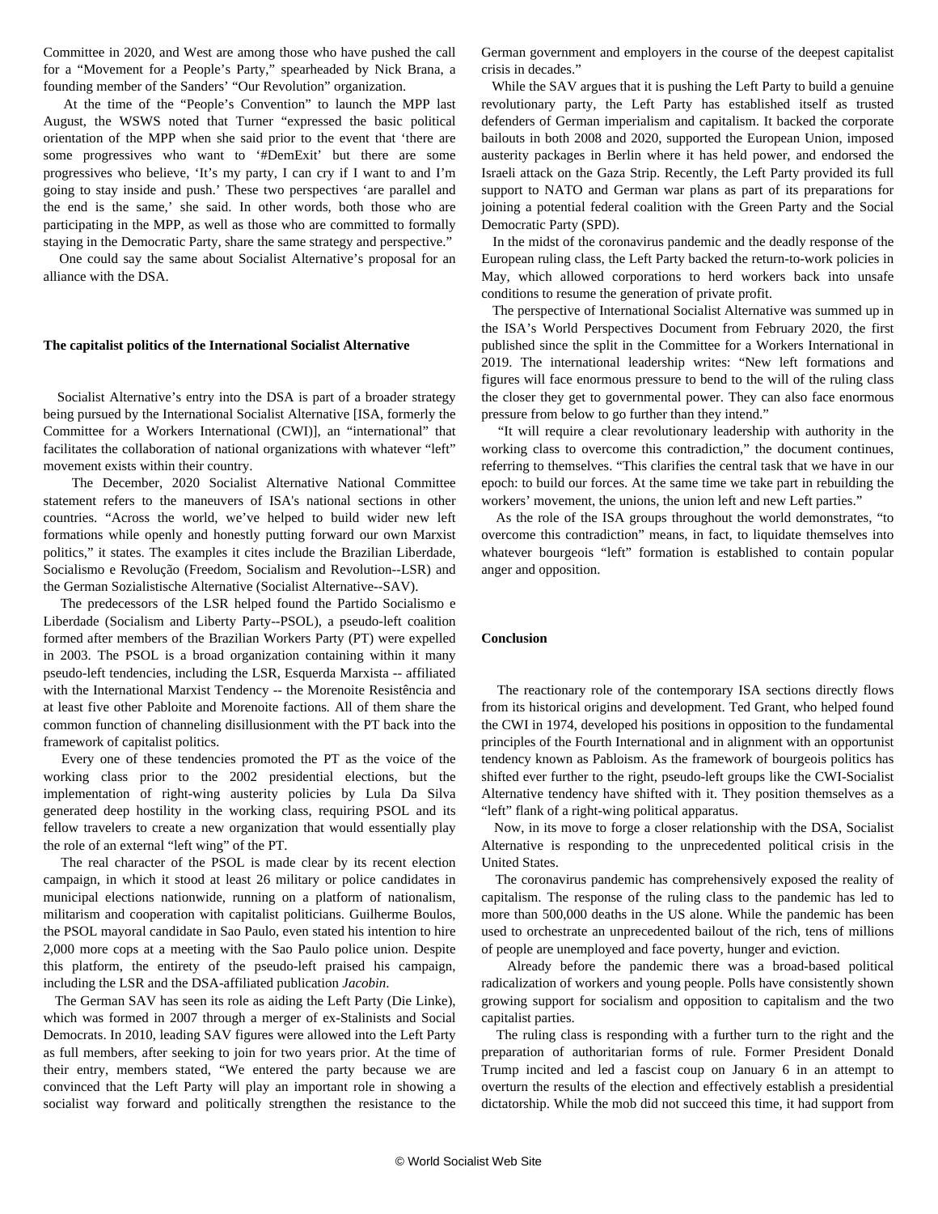Committee in 2020, and West are among those who have pushed the call for a "Movement for a People's Party," spearheaded by Nick Brana, a founding member of the Sanders' "Our Revolution" organization.

At the time of the "People's Convention" to launch the MPP last August, the WSWS noted that Turner "expressed the basic political orientation of the MPP when she said prior to the event that 'there are some progressives who want to '#DemExit' but there are some progressives who believe, 'It's my party, I can cry if I want to and I'm going to stay inside and push.' These two perspectives 'are parallel and the end is the same,' she said. In other words, both those who are participating in the MPP, as well as those who are committed to formally staying in the Democratic Party, share the same strategy and perspective."

One could say the same about Socialist Alternative's proposal for an alliance with the DSA.

**The capitalist politics of the International Socialist Alternative**

Socialist Alternative's entry into the DSA is part of a broader strategy being pursued by the International Socialist Alternative [ISA, formerly the Committee for a Workers International (CWI)], an "international" that facilitates the collaboration of national organizations with whatever "left" movement exists within their country.

The December, 2020 Socialist Alternative National Committee statement refers to the maneuvers of ISA's national sections in other countries. "Across the world, we've helped to build wider new left formations while openly and honestly putting forward our own Marxist politics," it states. The examples it cites include the Brazilian Liberdade, Socialismo e Revolução (Freedom, Socialism and Revolution--LSR) and the German Sozialistische Alternative (Socialist Alternative--SAV).

The predecessors of the LSR helped found the Partido Socialismo e Liberdade (Socialism and Liberty Party--PSOL), a pseudo-left coalition formed after members of the Brazilian Workers Party (PT) were expelled in 2003. The PSOL is a broad organization containing within it many pseudo-left tendencies, including the LSR, Esquerda Marxista -- affiliated with the International Marxist Tendency -- the Morenoite Resistência and at least five other Pabloite and Morenoite factions. All of them share the common function of channeling disillusionment with the PT back into the framework of capitalist politics.

Every one of these tendencies promoted the PT as the voice of the working class prior to the 2002 presidential elections, but the implementation of right-wing austerity policies by Lula Da Silva generated deep hostility in the working class, requiring PSOL and its fellow travelers to create a new organization that would essentially play the role of an external "left wing" of the PT.

The real character of the PSOL is made clear by its recent election campaign, in which it stood at least 26 military or police candidates in municipal elections nationwide, running on a platform of nationalism, militarism and cooperation with capitalist politicians. Guilherme Boulos, the PSOL mayoral candidate in Sao Paulo, even stated his intention to hire 2,000 more cops at a meeting with the Sao Paulo police union. Despite this platform, the entirety of the pseudo-left praised his campaign, including the LSR and the DSA-affiliated publication *Jacobin*.

The German SAV has seen its role as aiding the Left Party (Die Linke), which was formed in 2007 through a merger of ex-Stalinists and Social Democrats. In 2010, leading SAV figures were allowed into the Left Party as full members, after seeking to join for two years prior. At the time of their entry, members stated, "We entered the party because we are convinced that the Left Party will play an important role in showing a socialist way forward and politically strengthen the resistance to the German government and employers in the course of the deepest capitalist crisis in decades."

While the SAV argues that it is pushing the Left Party to build a genuine revolutionary party, the Left Party has established itself as trusted defenders of German imperialism and capitalism. It backed the corporate bailouts in both 2008 and 2020, supported the European Union, imposed austerity packages in Berlin where it has held power, and endorsed the Israeli attack on the Gaza Strip. Recently, the Left Party provided its full support to NATO and German war plans as part of its preparations for joining a potential federal coalition with the Green Party and the Social Democratic Party (SPD).

In the midst of the coronavirus pandemic and the deadly response of the European ruling class, the Left Party backed the return-to-work policies in May, which allowed corporations to herd workers back into unsafe conditions to resume the generation of private profit.

The perspective of International Socialist Alternative was summed up in the ISA's World Perspectives Document from February 2020, the first published since the split in the Committee for a Workers International in 2019. The international leadership writes: "New left formations and figures will face enormous pressure to bend to the will of the ruling class the closer they get to governmental power. They can also face enormous pressure from below to go further than they intend."

"It will require a clear revolutionary leadership with authority in the working class to overcome this contradiction," the document continues, referring to themselves. "This clarifies the central task that we have in our epoch: to build our forces. At the same time we take part in rebuilding the workers' movement, the unions, the union left and new Left parties."

As the role of the ISA groups throughout the world demonstrates, "to overcome this contradiction" means, in fact, to liquidate themselves into whatever bourgeois "left" formation is established to contain popular anger and opposition.

**Conclusion**

The reactionary role of the contemporary ISA sections directly flows from its historical origins and development. Ted Grant, who helped found the CWI in 1974, developed his positions in opposition to the fundamental principles of the Fourth International and in alignment with an opportunist tendency known as Pabloism. As the framework of bourgeois politics has shifted ever further to the right, pseudo-left groups like the CWI-Socialist Alternative tendency have shifted with it. They position themselves as a "left" flank of a right-wing political apparatus.

Now, in its move to forge a closer relationship with the DSA, Socialist Alternative is responding to the unprecedented political crisis in the United States.

The coronavirus pandemic has comprehensively exposed the reality of capitalism. The response of the ruling class to the pandemic has led to more than 500,000 deaths in the US alone. While the pandemic has been used to orchestrate an unprecedented bailout of the rich, tens of millions of people are unemployed and face poverty, hunger and eviction.

Already before the pandemic there was a broad-based political radicalization of workers and young people. Polls have consistently shown growing support for socialism and opposition to capitalism and the two capitalist parties.

The ruling class is responding with a further turn to the right and the preparation of authoritarian forms of rule. Former President Donald Trump incited and led a fascist coup on January 6 in an attempt to overturn the results of the election and effectively establish a presidential dictatorship. While the mob did not succeed this time, it had support from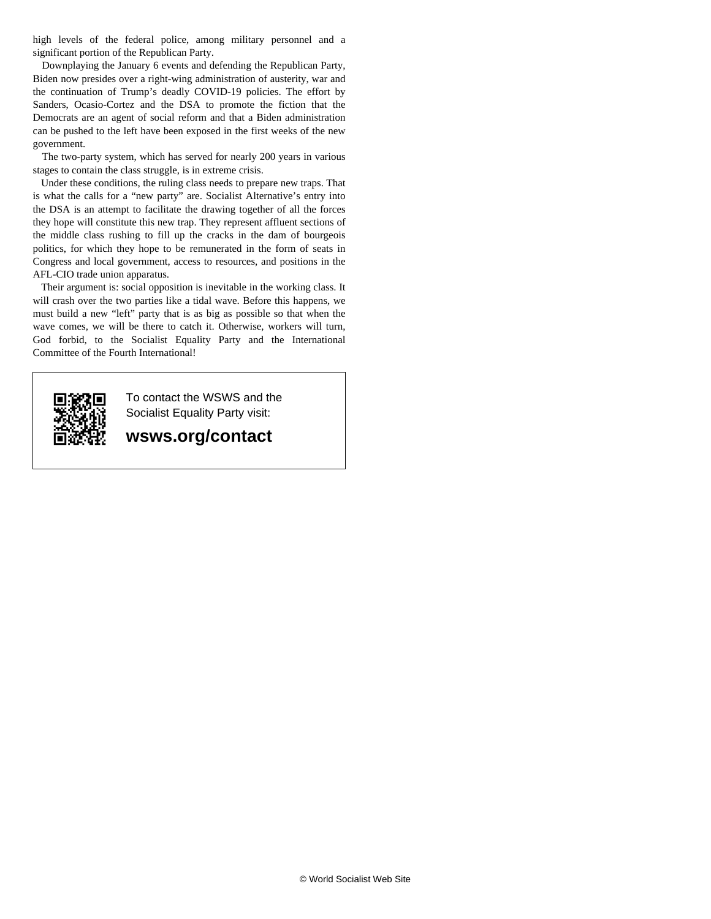high levels of the federal police, among military personnel and a significant portion of the Republican Party.

Downplaying the January 6 events and defending the Republican Party, Biden now presides over a right-wing administration of austerity, war and the continuation of Trump's deadly COVID-19 policies. The effort by Sanders, Ocasio-Cortez and the DSA to promote the fiction that the Democrats are an agent of social reform and that a Biden administration can be pushed to the left have been exposed in the first weeks of the new government.

The two-party system, which has served for nearly 200 years in various stages to contain the class struggle, is in extreme crisis.

Under these conditions, the ruling class needs to prepare new traps. That is what the calls for a "new party" are. Socialist Alternative's entry into the DSA is an attempt to facilitate the drawing together of all the forces they hope will constitute this new trap. They represent affluent sections of the middle class rushing to fill up the cracks in the dam of bourgeois politics, for which they hope to be remunerated in the form of seats in Congress and local government, access to resources, and positions in the AFL-CIO trade union apparatus.

Their argument is: social opposition is inevitable in the working class. It will crash over the two parties like a tidal wave. Before this happens, we must build a new "left" party that is as big as possible so that when the wave comes, we will be there to catch it. Otherwise, workers will turn, God forbid, to the Socialist Equality Party and the International Committee of the Fourth International!

To contact the WSWS and the Socialist Equality Party visit:

**wsws.org/contact**